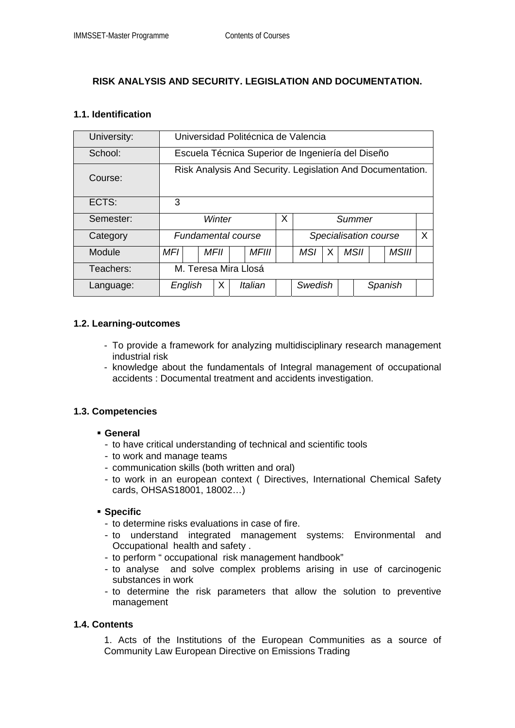## RISK ANALYSIS AND SECURITY. LEGISLATION AND DOCUMENTATION.

### 1.1. Identification

| University: | Universidad Politécnica de Valencia | | | | | | | | | | | |
|---|---|---|---|---|---|---|---|---|---|---|---|---|
| School: | Escuela Técnica Superior de Ingeniería del Diseño | | | | | | | | | | | |
| Course: | Risk Analysis And Security. Legislation And Documentation. | | | | | | | | | | | |
| ECTS: | 3 | | | | | | | | | | | |
| Semester: | *Winter* | | | | | X | *Summer* | | | | | |
| Category | *Fundamental course* | | | | | | *Specialisation course* | | | | | X |
| Module | *MFI* | | *MFII* | | *MFIII* | | *MSI* | X | *MSII* | | *MSIII* | |
| Teachers: | M. Teresa Mira Llosá | | | | | | | | | | | |
| Language: | *English* | X | *Italian* | | | | *Swedish* | | *Spanish* | | | |

### 1.2. Learning-outcomes

- To provide a framework for analyzing multidisciplinary research management industrial risk
- knowledge about the fundamentals of Integral management of occupational accidents : Documental treatment and accidents investigation.

### 1.3. Competencies

- **General**
  - to have critical understanding of technical and scientific tools
  - to work and manage teams
  - communication skills (both written and oral)
  - to work in an european context ( Directives, International Chemical Safety cards, OHSAS18001, 18002…)

- **Specific**
  - to determine risks evaluations in case of fire.
  - to understand integrated management systems: Environmental and Occupational health and safety .
  - to perform " occupational risk management handbook"
  - to analyse and solve complex problems arising in use of carcinogenic substances in work
  - to determine the risk parameters that allow the solution to preventive management

### 1.4. Contents

1. Acts of the Institutions of the European Communities as a source of Community Law European Directive on Emissions Trading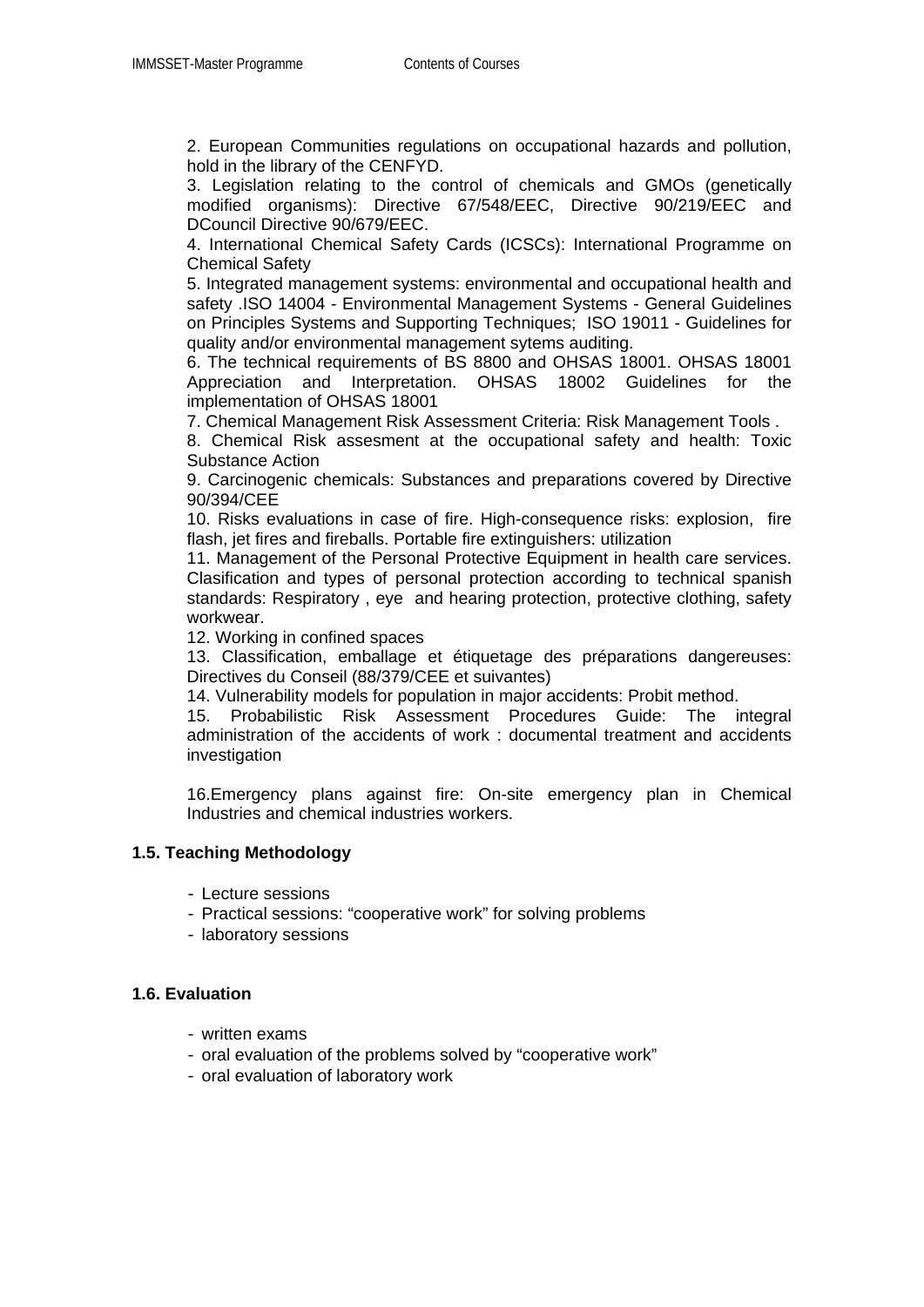2. European Communities regulations on occupational hazards and pollution, hold in the library of the CENFYD.
3. Legislation relating to the control of chemicals and GMOs (genetically modified organisms): Directive 67/548/EEC, Directive 90/219/EEC and DCouncil Directive 90/679/EEC.
4. International Chemical Safety Cards (ICSCs): International Programme on Chemical Safety
5. Integrated management systems: environmental and occupational health and safety .ISO 14004 - Environmental Management Systems - General Guidelines on Principles Systems and Supporting Techniques; ISO 19011 - Guidelines for quality and/or environmental management sytems auditing.
6. The technical requirements of BS 8800 and OHSAS 18001. OHSAS 18001 Appreciation and Interpretation. OHSAS 18002 Guidelines for the implementation of OHSAS 18001
7. Chemical Management Risk Assessment Criteria: Risk Management Tools .
8. Chemical Risk assesment at the occupational safety and health: Toxic Substance Action
9. Carcinogenic chemicals: Substances and preparations covered by Directive 90/394/CEE
10. Risks evaluations in case of fire. High-consequence risks: explosion, fire flash, jet fires and fireballs. Portable fire extinguishers: utilization
11. Management of the Personal Protective Equipment in health care services. Clasification and types of personal protection according to technical spanish standards: Respiratory , eye and hearing protection, protective clothing, safety workwear.
12. Working in confined spaces
13. Classification, emballage et étiquetage des préparations dangereuses: Directives du Conseil (88/379/CEE et suivantes)
14. Vulnerability models for population in major accidents: Probit method.
15. Probabilistic Risk Assessment Procedures Guide: The integral administration of the accidents of work : documental treatment and accidents investigation

16.Emergency plans against fire: On-site emergency plan in Chemical Industries and chemical industries workers.

### 1.5. Teaching Methodology

- Lecture sessions
- Practical sessions: “cooperative work” for solving problems
- laboratory sessions

### 1.6. Evaluation

- written exams
- oral evaluation of the problems solved by “cooperative work”
- oral evaluation of laboratory work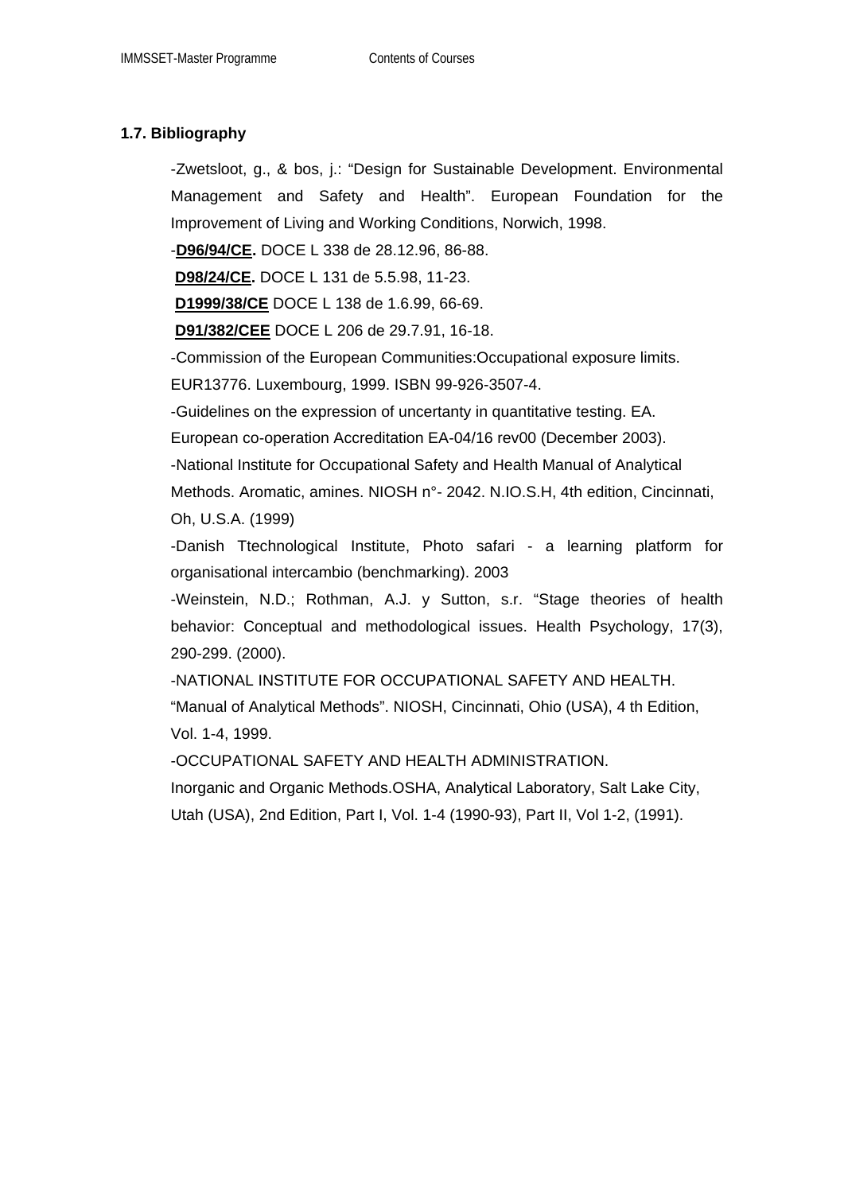### 1.7. Bibliography

-Zwetsloot, g., & bos, j.: “Design for Sustainable Development. Environmental Management and Safety and Health”. European Foundation for the Improvement of Living and Working Conditions, Norwich, 1998.

-**D96/94/CE.** DOCE L 338 de 28.12.96, 86-88.

**D98/24/CE.** DOCE L 131 de 5.5.98, 11-23.

**D1999/38/CE** DOCE L 138 de 1.6.99, 66-69.

**D91/382/CEE** DOCE L 206 de 29.7.91, 16-18.

-Commission of the European Communities:Occupational exposure limits. EUR13776. Luxembourg, 1999. ISBN 99-926-3507-4.

-Guidelines on the expression of uncertanty in quantitative testing. EA. European co-operation Accreditation EA-04/16 rev00 (December 2003).

-National Institute for Occupational Safety and Health Manual of Analytical Methods. Aromatic, amines. NIOSH n°- 2042. N.IO.S.H, 4th edition, Cincinnati, Oh, U.S.A. (1999)

-Danish Ttechnological Institute, Photo safari - a learning platform for organisational intercambio (benchmarking). 2003

-Weinstein, N.D.; Rothman, A.J. y Sutton, s.r. “Stage theories of health behavior: Conceptual and methodological issues. Health Psychology, 17(3), 290-299. (2000).

-NATIONAL INSTITUTE FOR OCCUPATIONAL SAFETY AND HEALTH. “Manual of Analytical Methods”. NIOSH, Cincinnati, Ohio (USA), 4 th Edition, Vol. 1-4, 1999.

-OCCUPATIONAL SAFETY AND HEALTH ADMINISTRATION. Inorganic and Organic Methods.OSHA, Analytical Laboratory, Salt Lake City, Utah (USA), 2nd Edition, Part I, Vol. 1-4 (1990-93), Part II, Vol 1-2, (1991).